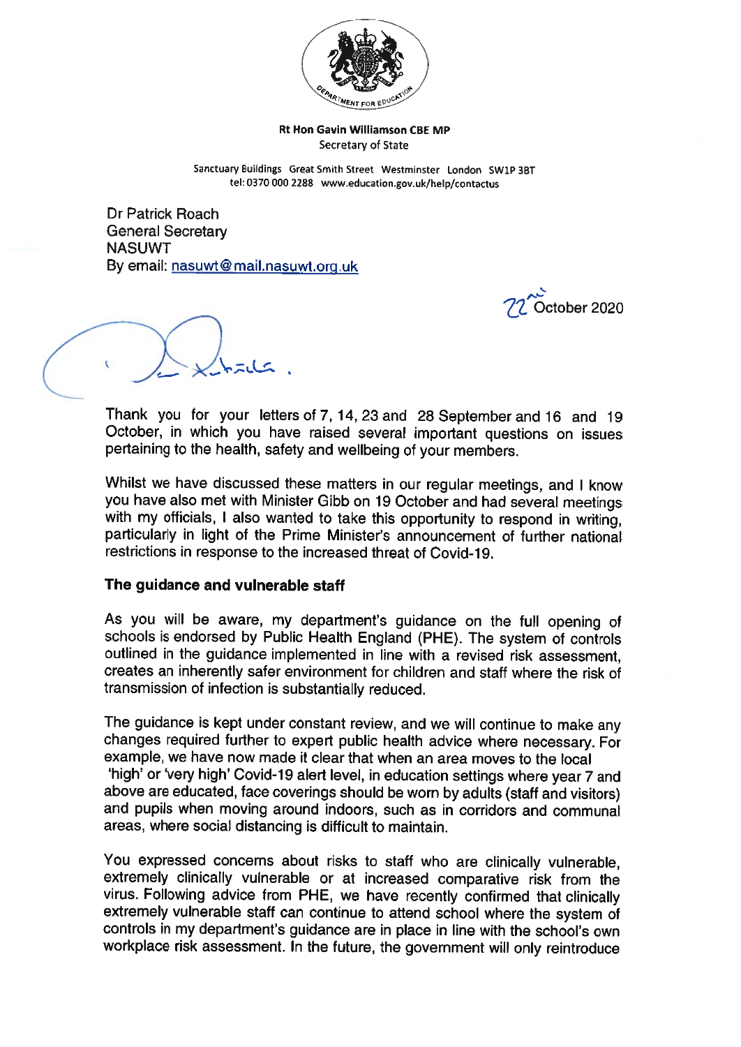**Rt Hon Gavin Williamson CBE MP**
Secretary of State

Sanctuary Buildings Great Smith Street Westminster London SW1P 3BT
tel: 0370 000 2288 www.education.gov.uk/help/contactus

Dr Patrick Roach
General Secretary
NASUWT
By email: nasuwt@mail.nasuwt.org.uk

22nd October 2020

Dear Patrick,

Thank you for your letters of 7, 14, 23 and 28 September and 16 and 19 October, in which you have raised several important questions on issues pertaining to the health, safety and wellbeing of your members.

Whilst we have discussed these matters in our regular meetings, and I know you have also met with Minister Gibb on 19 October and had several meetings with my officials, I also wanted to take this opportunity to respond in writing, particularly in light of the Prime Minister's announcement of further national restrictions in response to the increased threat of Covid-19.

**The guidance and vulnerable staff**

As you will be aware, my department's guidance on the full opening of schools is endorsed by Public Health England (PHE). The system of controls outlined in the guidance implemented in line with a revised risk assessment, creates an inherently safer environment for children and staff where the risk of transmission of infection is substantially reduced.

The guidance is kept under constant review, and we will continue to make any changes required further to expert public health advice where necessary. For example, we have now made it clear that when an area moves to the local 'high' or 'very high' Covid-19 alert level, in education settings where year 7 and above are educated, face coverings should be worn by adults (staff and visitors) and pupils when moving around indoors, such as in corridors and communal areas, where social distancing is difficult to maintain.

You expressed concerns about risks to staff who are clinically vulnerable, extremely clinically vulnerable or at increased comparative risk from the virus. Following advice from PHE, we have recently confirmed that clinically extremely vulnerable staff can continue to attend school where the system of controls in my department's guidance are in place in line with the school's own workplace risk assessment. In the future, the government will only reintroduce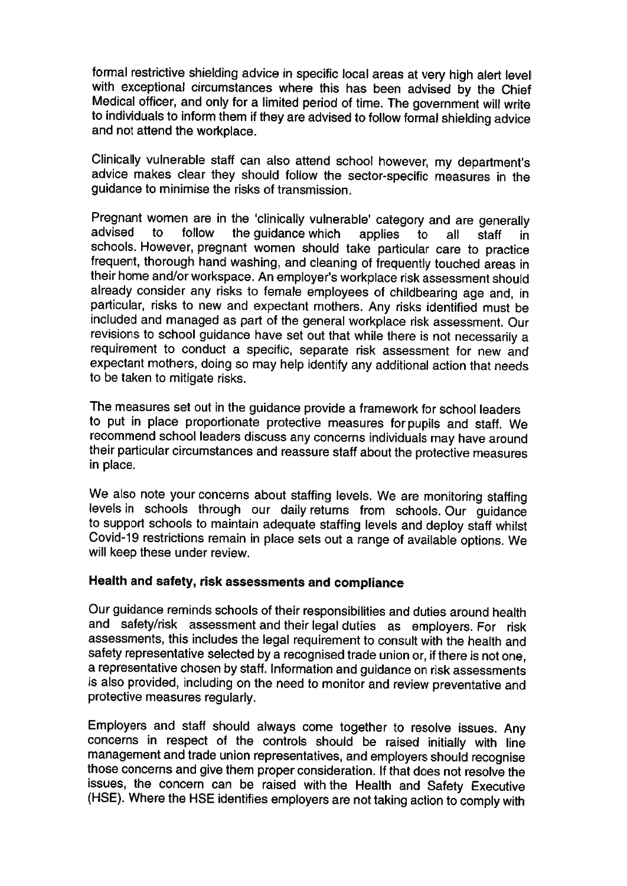formal restrictive shielding advice in specific local areas at very high alert level with exceptional circumstances where this has been advised by the Chief Medical officer, and only for a limited period of time. The government will write to individuals to inform them if they are advised to follow formal shielding advice and not attend the workplace.

Clinically vulnerable staff can also attend school however, my department's advice makes clear they should follow the sector-specific measures in the guidance to minimise the risks of transmission.

Pregnant women are in the 'clinically vulnerable' category and are generally advised to follow the guidance which applies to all staff in schools. However, pregnant women should take particular care to practice frequent, thorough hand washing, and cleaning of frequently touched areas in their home and/or workspace. An employer's workplace risk assessment should already consider any risks to female employees of childbearing age and, in particular, risks to new and expectant mothers. Any risks identified must be included and managed as part of the general workplace risk assessment. Our revisions to school guidance have set out that while there is not necessarily a requirement to conduct a specific, separate risk assessment for new and expectant mothers, doing so may help identify any additional action that needs to be taken to mitigate risks.

The measures set out in the guidance provide a framework for school leaders to put in place proportionate protective measures for pupils and staff. We recommend school leaders discuss any concerns individuals may have around their particular circumstances and reassure staff about the protective measures in place.

We also note your concerns about staffing levels. We are monitoring staffing levels in schools through our daily returns from schools. Our guidance to support schools to maintain adequate staffing levels and deploy staff whilst Covid-19 restrictions remain in place sets out a range of available options. We will keep these under review.

**Health and safety, risk assessments and compliance**

Our guidance reminds schools of their responsibilities and duties around health and safety/risk assessment and their legal duties as employers. For risk assessments, this includes the legal requirement to consult with the health and safety representative selected by a recognised trade union or, if there is not one, a representative chosen by staff. Information and guidance on risk assessments is also provided, including on the need to monitor and review preventative and protective measures regularly.

Employers and staff should always come together to resolve issues. Any concerns in respect of the controls should be raised initially with line management and trade union representatives, and employers should recognise those concerns and give them proper consideration. If that does not resolve the issues, the concern can be raised with the Health and Safety Executive (HSE). Where the HSE identifies employers are not taking action to comply with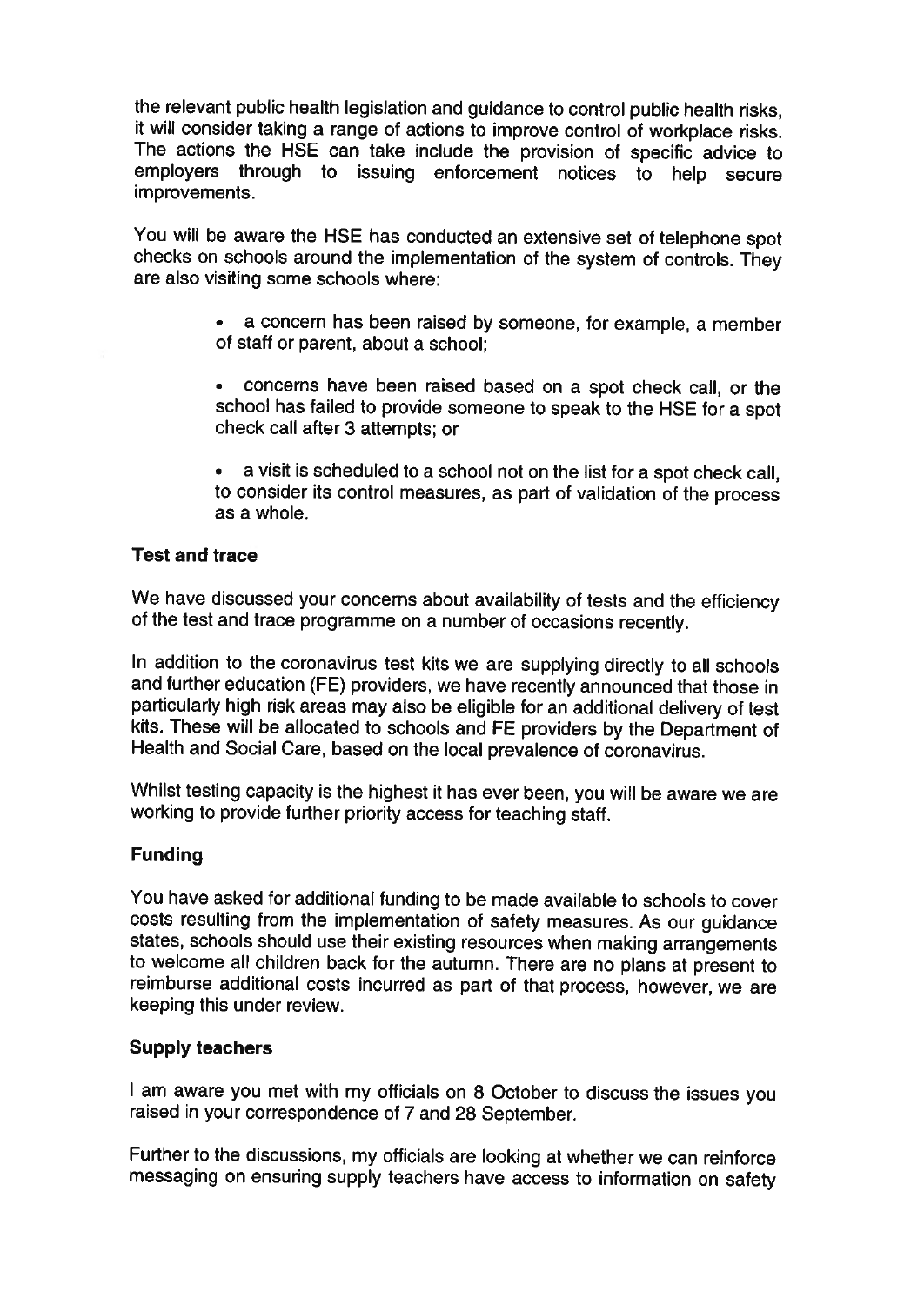the relevant public health legislation and guidance to control public health risks, it will consider taking a range of actions to improve control of workplace risks. The actions the HSE can take include the provision of specific advice to employers through to issuing enforcement notices to help secure improvements.

You will be aware the HSE has conducted an extensive set of telephone spot checks on schools around the implementation of the system of controls. They are also visiting some schools where:

- a concern has been raised by someone, for example, a member of staff or parent, about a school;
- concerns have been raised based on a spot check call, or the school has failed to provide someone to speak to the HSE for a spot check call after 3 attempts; or
- a visit is scheduled to a school not on the list for a spot check call, to consider its control measures, as part of validation of the process as a whole.

**Test and trace**

We have discussed your concerns about availability of tests and the efficiency of the test and trace programme on a number of occasions recently.

In addition to the coronavirus test kits we are supplying directly to all schools and further education (FE) providers, we have recently announced that those in particularly high risk areas may also be eligible for an additional delivery of test kits. These will be allocated to schools and FE providers by the Department of Health and Social Care, based on the local prevalence of coronavirus.

Whilst testing capacity is the highest it has ever been, you will be aware we are working to provide further priority access for teaching staff.

**Funding**

You have asked for additional funding to be made available to schools to cover costs resulting from the implementation of safety measures. As our guidance states, schools should use their existing resources when making arrangements to welcome all children back for the autumn. There are no plans at present to reimburse additional costs incurred as part of that process, however, we are keeping this under review.

**Supply teachers**

I am aware you met with my officials on 8 October to discuss the issues you raised in your correspondence of 7 and 28 September.

Further to the discussions, my officials are looking at whether we can reinforce messaging on ensuring supply teachers have access to information on safety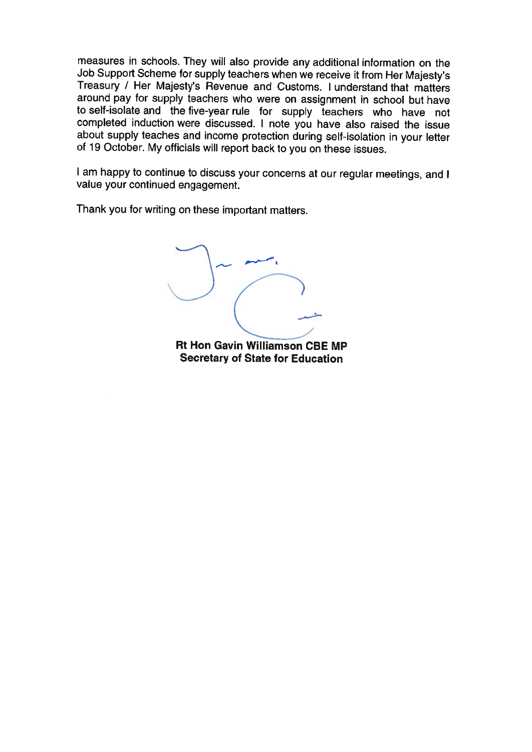measures in schools. They will also provide any additional information on the Job Support Scheme for supply teachers when we receive it from Her Majesty's Treasury / Her Majesty's Revenue and Customs. I understand that matters around pay for supply teachers who were on assignment in school but have to self-isolate and the five-year rule for supply teachers who have not completed induction were discussed. I note you have also raised the issue about supply teaches and income protection during self-isolation in your letter of 19 October. My officials will report back to you on these issues.

I am happy to continue to discuss your concerns at our regular meetings, and I value your continued engagement.

Thank you for writing on these important matters.

**Rt Hon Gavin Williamson CBE MP**
**Secretary of State for Education**